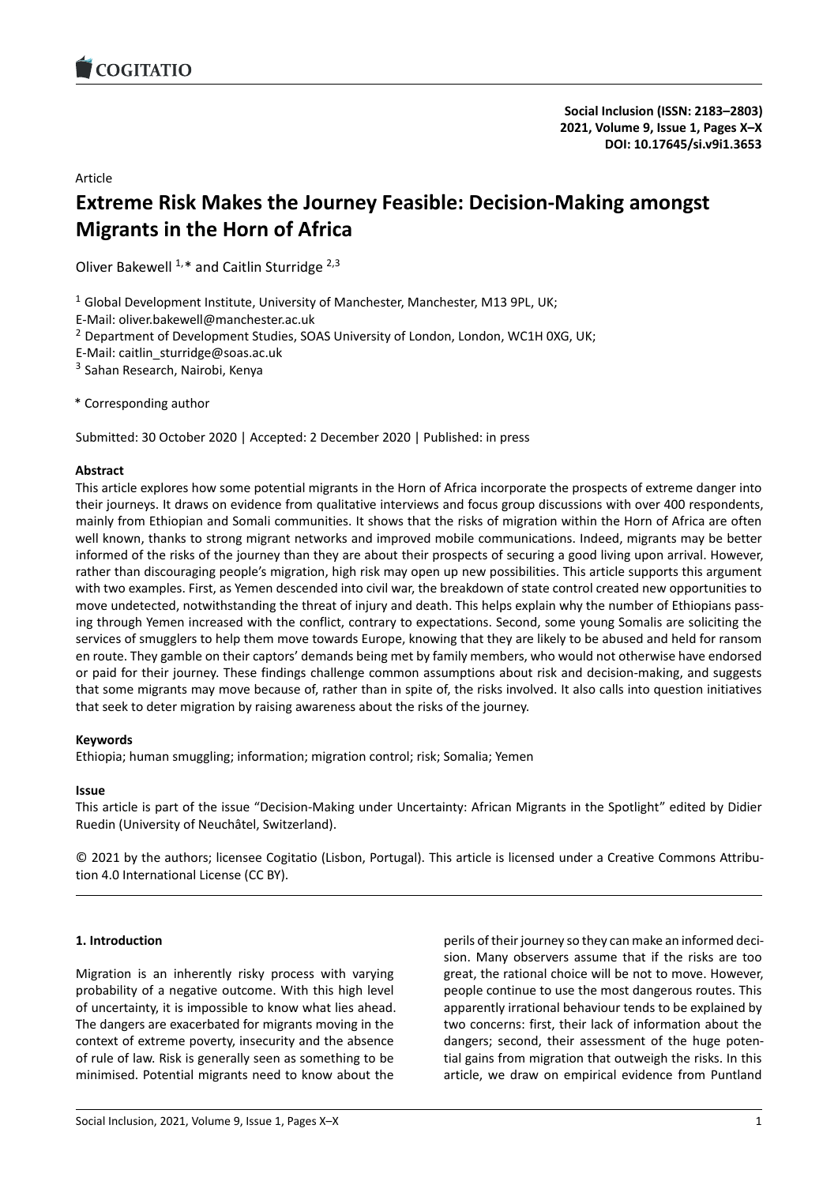Article

# Extreme Risk Makes the Journey Feasible: Decision-Making amongst Migrants in the Horn of Africa

Oliver Bakewell [1,]* and Caitlin Sturridge [2,3]

[1] Global Development Institute, University of Manchester, Manchester, M13 9PL, UK;
E-Mail: oliver.bakewell@manchester.ac.uk

[2] Department of Development Studies, SOAS University of London, London, WC1H 0XG, UK;
E-Mail: caitlin_sturridge@soas.ac.uk

[3] Sahan Research, Nairobi, Kenya

* Corresponding author

Submitted: 30 October 2020 | Accepted: 2 December 2020 | Published: in press

**Abstract**

This article explores how some potential migrants in the Horn of Africa incorporate the prospects of extreme danger into their journeys. It draws on evidence from qualitative interviews and focus group discussions with over 400 respondents, mainly from Ethiopian and Somali communities. It shows that the risks of migration within the Horn of Africa are often well known, thanks to strong migrant networks and improved mobile communications. Indeed, migrants may be better informed of the risks of the journey than they are about their prospects of securing a good living upon arrival. However, rather than discouraging people's migration, high risk may open up new possibilities. This article supports this argument with two examples. First, as Yemen descended into civil war, the breakdown of state control created new opportunities to move undetected, notwithstanding the threat of injury and death. This helps explain why the number of Ethiopians passing through Yemen increased with the conflict, contrary to expectations. Second, some young Somalis are soliciting the services of smugglers to help them move towards Europe, knowing that they are likely to be abused and held for ransom en route. They gamble on their captors' demands being met by family members, who would not otherwise have endorsed or paid for their journey. These findings challenge common assumptions about risk and decision-making, and suggests that some migrants may move because of, rather than in spite of, the risks involved. It also calls into question initiatives that seek to deter migration by raising awareness about the risks of the journey.

**Keywords**

Ethiopia; human smuggling; information; migration control; risk; Somalia; Yemen

**Issue**

This article is part of the issue "Decision-Making under Uncertainty: African Migrants in the Spotlight" edited by Didier Ruedin (University of Neuchâtel, Switzerland).

© 2021 by the authors; licensee Cogitatio (Lisbon, Portugal). This article is licensed under a Creative Commons Attribution 4.0 International License (CC BY).

## 1. Introduction

Migration is an inherently risky process with varying probability of a negative outcome. With this high level of uncertainty, it is impossible to know what lies ahead. The dangers are exacerbated for migrants moving in the context of extreme poverty, insecurity and the absence of rule of law. Risk is generally seen as something to be minimised. Potential migrants need to know about the perils of their journey so they can make an informed decision. Many observers assume that if the risks are too great, the rational choice will be not to move. However, people continue to use the most dangerous routes. This apparently irrational behaviour tends to be explained by two concerns: first, their lack of information about the dangers; second, their assessment of the huge potential gains from migration that outweigh the risks. In this article, we draw on empirical evidence from Puntland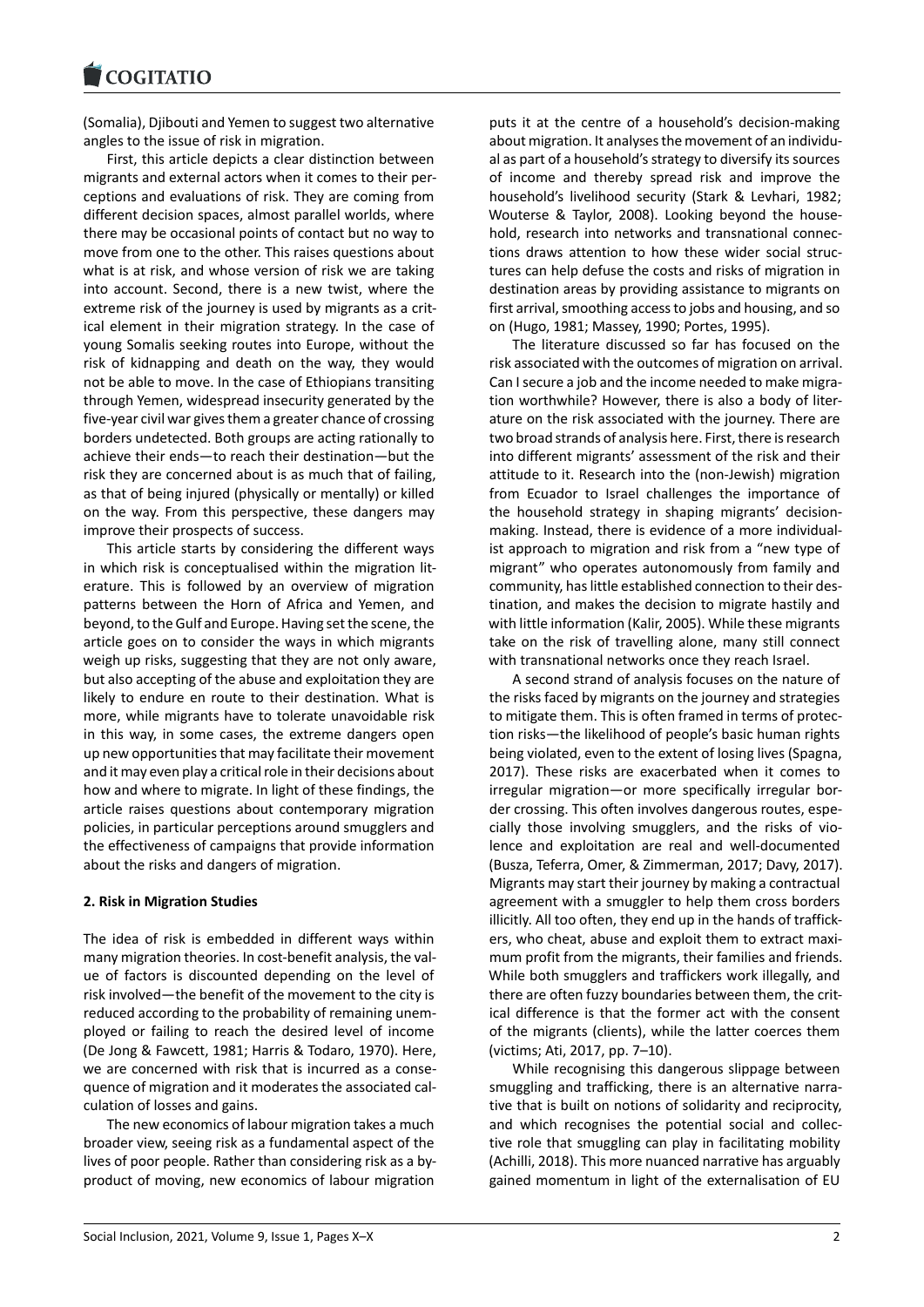(Somalia), Djibouti and Yemen to suggest two alternative angles to the issue of risk in migration.

First, this article depicts a clear distinction between migrants and external actors when it comes to their perceptions and evaluations of risk. They are coming from different decision spaces, almost parallel worlds, where there may be occasional points of contact but no way to move from one to the other. This raises questions about what is at risk, and whose version of risk we are taking into account. Second, there is a new twist, where the extreme risk of the journey is used by migrants as a critical element in their migration strategy. In the case of young Somalis seeking routes into Europe, without the risk of kidnapping and death on the way, they would not be able to move. In the case of Ethiopians transiting through Yemen, widespread insecurity generated by the five-year civil war gives them a greater chance of crossing borders undetected. Both groups are acting rationally to achieve their ends—to reach their destination—but the risk they are concerned about is as much that of failing, as that of being injured (physically or mentally) or killed on the way. From this perspective, these dangers may improve their prospects of success.

This article starts by considering the different ways in which risk is conceptualised within the migration literature. This is followed by an overview of migration patterns between the Horn of Africa and Yemen, and beyond, to the Gulf and Europe. Having set the scene, the article goes on to consider the ways in which migrants weigh up risks, suggesting that they are not only aware, but also accepting of the abuse and exploitation they are likely to endure en route to their destination. What is more, while migrants have to tolerate unavoidable risk in this way, in some cases, the extreme dangers open up new opportunities that may facilitate their movement and it may even play a critical role in their decisions about how and where to migrate. In light of these findings, the article raises questions about contemporary migration policies, in particular perceptions around smugglers and the effectiveness of campaigns that provide information about the risks and dangers of migration.

## 2. Risk in Migration Studies

The idea of risk is embedded in different ways within many migration theories. In cost-benefit analysis, the value of factors is discounted depending on the level of risk involved—the benefit of the movement to the city is reduced according to the probability of remaining unemployed or failing to reach the desired level of income (De Jong & Fawcett, 1981; Harris & Todaro, 1970). Here, we are concerned with risk that is incurred as a consequence of migration and it moderates the associated calculation of losses and gains.

The new economics of labour migration takes a much broader view, seeing risk as a fundamental aspect of the lives of poor people. Rather than considering risk as a by-product of moving, new economics of labour migration puts it at the centre of a household's decision-making about migration. It analyses the movement of an individual as part of a household's strategy to diversify its sources of income and thereby spread risk and improve the household's livelihood security (Stark & Levhari, 1982; Wouterse & Taylor, 2008). Looking beyond the household, research into networks and transnational connections draws attention to how these wider social structures can help defuse the costs and risks of migration in destination areas by providing assistance to migrants on first arrival, smoothing access to jobs and housing, and so on (Hugo, 1981; Massey, 1990; Portes, 1995).

The literature discussed so far has focused on the risk associated with the outcomes of migration on arrival. Can I secure a job and the income needed to make migration worthwhile? However, there is also a body of literature on the risk associated with the journey. There are two broad strands of analysis here. First, there is research into different migrants' assessment of the risk and their attitude to it. Research into the (non-Jewish) migration from Ecuador to Israel challenges the importance of the household strategy in shaping migrants' decision-making. Instead, there is evidence of a more individualist approach to migration and risk from a "new type of migrant" who operates autonomously from family and community, has little established connection to their destination, and makes the decision to migrate hastily and with little information (Kalir, 2005). While these migrants take on the risk of travelling alone, many still connect with transnational networks once they reach Israel.

A second strand of analysis focuses on the nature of the risks faced by migrants on the journey and strategies to mitigate them. This is often framed in terms of protection risks—the likelihood of people's basic human rights being violated, even to the extent of losing lives (Spagna, 2017). These risks are exacerbated when it comes to irregular migration—or more specifically irregular border crossing. This often involves dangerous routes, especially those involving smugglers, and the risks of violence and exploitation are real and well-documented (Busza, Teferra, Omer, & Zimmerman, 2017; Davy, 2017). Migrants may start their journey by making a contractual agreement with a smuggler to help them cross borders illicitly. All too often, they end up in the hands of traffickers, who cheat, abuse and exploit them to extract maximum profit from the migrants, their families and friends. While both smugglers and traffickers work illegally, and there are often fuzzy boundaries between them, the critical difference is that the former act with the consent of the migrants (clients), while the latter coerces them (victims; Ati, 2017, pp. 7–10).

While recognising this dangerous slippage between smuggling and trafficking, there is an alternative narrative that is built on notions of solidarity and reciprocity, and which recognises the potential social and collective role that smuggling can play in facilitating mobility (Achilli, 2018). This more nuanced narrative has arguably gained momentum in light of the externalisation of EU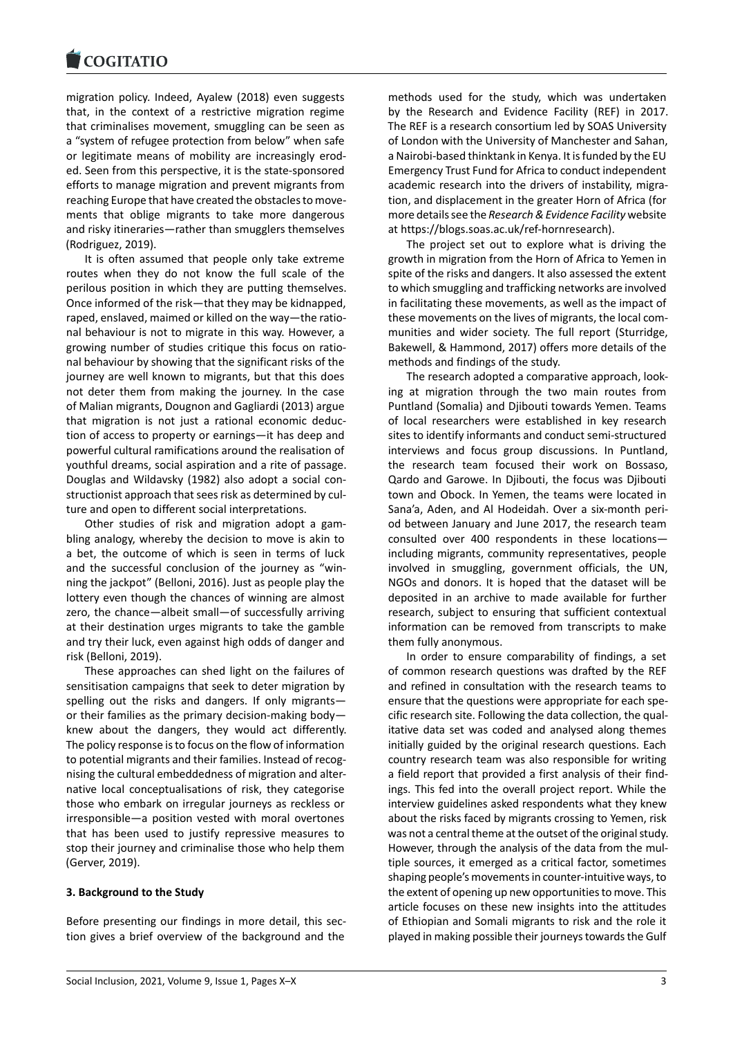migration policy. Indeed, Ayalew (2018) even suggests that, in the context of a restrictive migration regime that criminalises movement, smuggling can be seen as a "system of refugee protection from below" when safe or legitimate means of mobility are increasingly eroded. Seen from this perspective, it is the state-sponsored efforts to manage migration and prevent migrants from reaching Europe that have created the obstacles to movements that oblige migrants to take more dangerous and risky itineraries—rather than smugglers themselves (Rodriguez, 2019).

It is often assumed that people only take extreme routes when they do not know the full scale of the perilous position in which they are putting themselves. Once informed of the risk—that they may be kidnapped, raped, enslaved, maimed or killed on the way—the rational behaviour is not to migrate in this way. However, a growing number of studies critique this focus on rational behaviour by showing that the significant risks of the journey are well known to migrants, but that this does not deter them from making the journey. In the case of Malian migrants, Dougnon and Gagliardi (2013) argue that migration is not just a rational economic deduction of access to property or earnings—it has deep and powerful cultural ramifications around the realisation of youthful dreams, social aspiration and a rite of passage. Douglas and Wildavsky (1982) also adopt a social constructionist approach that sees risk as determined by culture and open to different social interpretations.

Other studies of risk and migration adopt a gambling analogy, whereby the decision to move is akin to a bet, the outcome of which is seen in terms of luck and the successful conclusion of the journey as "winning the jackpot" (Belloni, 2016). Just as people play the lottery even though the chances of winning are almost zero, the chance—albeit small—of successfully arriving at their destination urges migrants to take the gamble and try their luck, even against high odds of danger and risk (Belloni, 2019).

These approaches can shed light on the failures of sensitisation campaigns that seek to deter migration by spelling out the risks and dangers. If only migrants—or their families as the primary decision-making body—knew about the dangers, they would act differently. The policy response is to focus on the flow of information to potential migrants and their families. Instead of recognising the cultural embeddedness of migration and alternative local conceptualisations of risk, they categorise those who embark on irregular journeys as reckless or irresponsible—a position vested with moral overtones that has been used to justify repressive measures to stop their journey and criminalise those who help them (Gerver, 2019).

## 3. Background to the Study

Before presenting our findings in more detail, this section gives a brief overview of the background and the methods used for the study, which was undertaken by the Research and Evidence Facility (REF) in 2017. The REF is a research consortium led by SOAS University of London with the University of Manchester and Sahan, a Nairobi-based thinktank in Kenya. It is funded by the EU Emergency Trust Fund for Africa to conduct independent academic research into the drivers of instability, migration, and displacement in the greater Horn of Africa (for more details see the *Research & Evidence Facility* website at https://blogs.soas.ac.uk/ref-hornresearch).

The project set out to explore what is driving the growth in migration from the Horn of Africa to Yemen in spite of the risks and dangers. It also assessed the extent to which smuggling and trafficking networks are involved in facilitating these movements, as well as the impact of these movements on the lives of migrants, the local communities and wider society. The full report (Sturridge, Bakewell, & Hammond, 2017) offers more details of the methods and findings of the study.

The research adopted a comparative approach, looking at migration through the two main routes from Puntland (Somalia) and Djibouti towards Yemen. Teams of local researchers were established in key research sites to identify informants and conduct semi-structured interviews and focus group discussions. In Puntland, the research team focused their work on Bossaso, Qardo and Garowe. In Djibouti, the focus was Djibouti town and Obock. In Yemen, the teams were located in Sana'a, Aden, and Al Hodeidah. Over a six-month period between January and June 2017, the research team consulted over 400 respondents in these locations—including migrants, community representatives, people involved in smuggling, government officials, the UN, NGOs and donors. It is hoped that the dataset will be deposited in an archive to made available for further research, subject to ensuring that sufficient contextual information can be removed from transcripts to make them fully anonymous.

In order to ensure comparability of findings, a set of common research questions was drafted by the REF and refined in consultation with the research teams to ensure that the questions were appropriate for each specific research site. Following the data collection, the qualitative data set was coded and analysed along themes initially guided by the original research questions. Each country research team was also responsible for writing a field report that provided a first analysis of their findings. This fed into the overall project report. While the interview guidelines asked respondents what they knew about the risks faced by migrants crossing to Yemen, risk was not a central theme at the outset of the original study. However, through the analysis of the data from the multiple sources, it emerged as a critical factor, sometimes shaping people's movements in counter-intuitive ways, to the extent of opening up new opportunities to move. This article focuses on these new insights into the attitudes of Ethiopian and Somali migrants to risk and the role it played in making possible their journeys towards the Gulf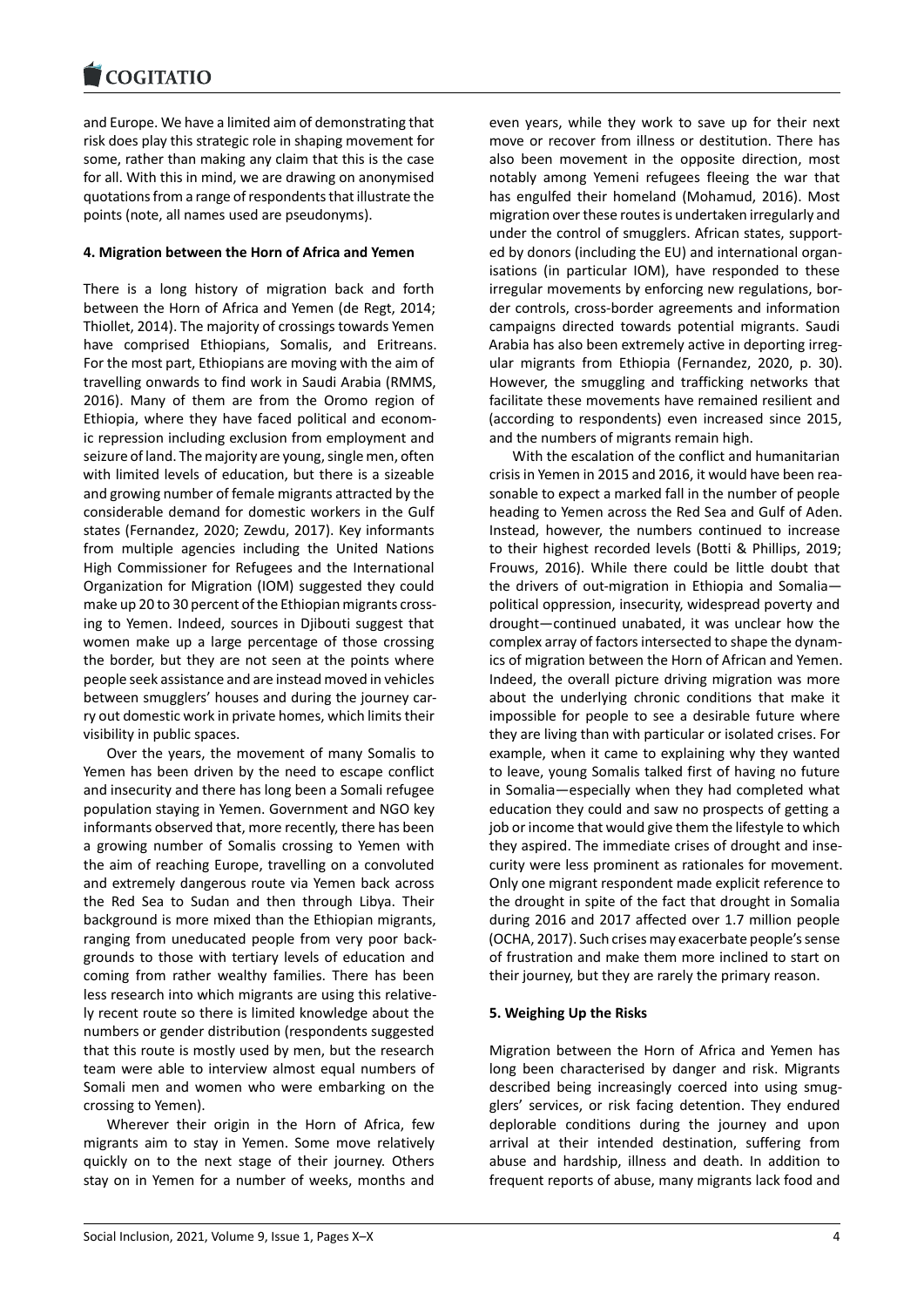and Europe. We have a limited aim of demonstrating that risk does play this strategic role in shaping movement for some, rather than making any claim that this is the case for all. With this in mind, we are drawing on anonymised quotations from a range of respondents that illustrate the points (note, all names used are pseudonyms).

## 4. Migration between the Horn of Africa and Yemen

There is a long history of migration back and forth between the Horn of Africa and Yemen (de Regt, 2014; Thiollet, 2014). The majority of crossings towards Yemen have comprised Ethiopians, Somalis, and Eritreans. For the most part, Ethiopians are moving with the aim of travelling onwards to find work in Saudi Arabia (RMMS, 2016). Many of them are from the Oromo region of Ethiopia, where they have faced political and economic repression including exclusion from employment and seizure of land. The majority are young, single men, often with limited levels of education, but there is a sizeable and growing number of female migrants attracted by the considerable demand for domestic workers in the Gulf states (Fernandez, 2020; Zewdu, 2017). Key informants from multiple agencies including the United Nations High Commissioner for Refugees and the International Organization for Migration (IOM) suggested they could make up 20 to 30 percent of the Ethiopian migrants crossing to Yemen. Indeed, sources in Djibouti suggest that women make up a large percentage of those crossing the border, but they are not seen at the points where people seek assistance and are instead moved in vehicles between smugglers' houses and during the journey carry out domestic work in private homes, which limits their visibility in public spaces.

Over the years, the movement of many Somalis to Yemen has been driven by the need to escape conflict and insecurity and there has long been a Somali refugee population staying in Yemen. Government and NGO key informants observed that, more recently, there has been a growing number of Somalis crossing to Yemen with the aim of reaching Europe, travelling on a convoluted and extremely dangerous route via Yemen back across the Red Sea to Sudan and then through Libya. Their background is more mixed than the Ethiopian migrants, ranging from uneducated people from very poor backgrounds to those with tertiary levels of education and coming from rather wealthy families. There has been less research into which migrants are using this relatively recent route so there is limited knowledge about the numbers or gender distribution (respondents suggested that this route is mostly used by men, but the research team were able to interview almost equal numbers of Somali men and women who were embarking on the crossing to Yemen).

Wherever their origin in the Horn of Africa, few migrants aim to stay in Yemen. Some move relatively quickly on to the next stage of their journey. Others stay on in Yemen for a number of weeks, months and even years, while they work to save up for their next move or recover from illness or destitution. There has also been movement in the opposite direction, most notably among Yemeni refugees fleeing the war that has engulfed their homeland (Mohamud, 2016). Most migration over these routes is undertaken irregularly and under the control of smugglers. African states, supported by donors (including the EU) and international organisations (in particular IOM), have responded to these irregular movements by enforcing new regulations, border controls, cross-border agreements and information campaigns directed towards potential migrants. Saudi Arabia has also been extremely active in deporting irregular migrants from Ethiopia (Fernandez, 2020, p. 30). However, the smuggling and trafficking networks that facilitate these movements have remained resilient and (according to respondents) even increased since 2015, and the numbers of migrants remain high.

With the escalation of the conflict and humanitarian crisis in Yemen in 2015 and 2016, it would have been reasonable to expect a marked fall in the number of people heading to Yemen across the Red Sea and Gulf of Aden. Instead, however, the numbers continued to increase to their highest recorded levels (Botti & Phillips, 2019; Frouws, 2016). While there could be little doubt that the drivers of out-migration in Ethiopia and Somalia—political oppression, insecurity, widespread poverty and drought—continued unabated, it was unclear how the complex array of factors intersected to shape the dynamics of migration between the Horn of African and Yemen. Indeed, the overall picture driving migration was more about the underlying chronic conditions that make it impossible for people to see a desirable future where they are living than with particular or isolated crises. For example, when it came to explaining why they wanted to leave, young Somalis talked first of having no future in Somalia—especially when they had completed what education they could and saw no prospects of getting a job or income that would give them the lifestyle to which they aspired. The immediate crises of drought and insecurity were less prominent as rationales for movement. Only one migrant respondent made explicit reference to the drought in spite of the fact that drought in Somalia during 2016 and 2017 affected over 1.7 million people (OCHA, 2017). Such crises may exacerbate people's sense of frustration and make them more inclined to start on their journey, but they are rarely the primary reason.

## 5. Weighing Up the Risks

Migration between the Horn of Africa and Yemen has long been characterised by danger and risk. Migrants described being increasingly coerced into using smugglers' services, or risk facing detention. They endured deplorable conditions during the journey and upon arrival at their intended destination, suffering from abuse and hardship, illness and death. In addition to frequent reports of abuse, many migrants lack food and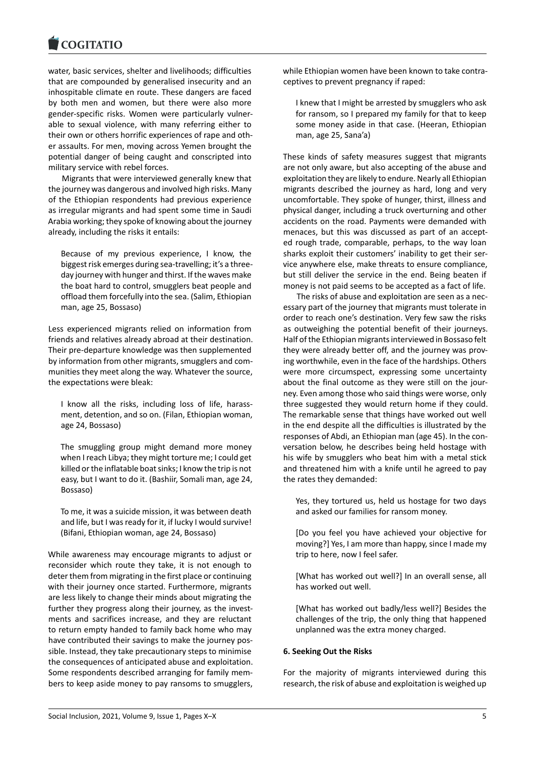water, basic services, shelter and livelihoods; difficulties that are compounded by generalised insecurity and an inhospitable climate en route. These dangers are faced by both men and women, but there were also more gender-specific risks. Women were particularly vulnerable to sexual violence, with many referring either to their own or others horrific experiences of rape and other assaults. For men, moving across Yemen brought the potential danger of being caught and conscripted into military service with rebel forces.

Migrants that were interviewed generally knew that the journey was dangerous and involved high risks. Many of the Ethiopian respondents had previous experience as irregular migrants and had spent some time in Saudi Arabia working; they spoke of knowing about the journey already, including the risks it entails:

> Because of my previous experience, I know, the biggest risk emerges during sea-travelling; it's a three-day journey with hunger and thirst. If the waves make the boat hard to control, smugglers beat people and offload them forcefully into the sea. (Salim, Ethiopian man, age 25, Bossaso)

Less experienced migrants relied on information from friends and relatives already abroad at their destination. Their pre-departure knowledge was then supplemented by information from other migrants, smugglers and communities they meet along the way. Whatever the source, the expectations were bleak:

> I know all the risks, including loss of life, harassment, detention, and so on. (Filan, Ethiopian woman, age 24, Bossaso)

> The smuggling group might demand more money when I reach Libya; they might torture me; I could get killed or the inflatable boat sinks; I know the trip is not easy, but I want to do it. (Bashiir, Somali man, age 24, Bossaso)

> To me, it was a suicide mission, it was between death and life, but I was ready for it, if lucky I would survive! (Bifani, Ethiopian woman, age 24, Bossaso)

While awareness may encourage migrants to adjust or reconsider which route they take, it is not enough to deter them from migrating in the first place or continuing with their journey once started. Furthermore, migrants are less likely to change their minds about migrating the further they progress along their journey, as the investments and sacrifices increase, and they are reluctant to return empty handed to family back home who may have contributed their savings to make the journey possible. Instead, they take precautionary steps to minimise the consequences of anticipated abuse and exploitation. Some respondents described arranging for family members to keep aside money to pay ransoms to smugglers, while Ethiopian women have been known to take contraceptives to prevent pregnancy if raped:

> I knew that I might be arrested by smugglers who ask for ransom, so I prepared my family for that to keep some money aside in that case. (Heeran, Ethiopian man, age 25, Sana'a)

These kinds of safety measures suggest that migrants are not only aware, but also accepting of the abuse and exploitation they are likely to endure. Nearly all Ethiopian migrants described the journey as hard, long and very uncomfortable. They spoke of hunger, thirst, illness and physical danger, including a truck overturning and other accidents on the road. Payments were demanded with menaces, but this was discussed as part of an accepted rough trade, comparable, perhaps, to the way loan sharks exploit their customers' inability to get their service anywhere else, make threats to ensure compliance, but still deliver the service in the end. Being beaten if money is not paid seems to be accepted as a fact of life.

The risks of abuse and exploitation are seen as a necessary part of the journey that migrants must tolerate in order to reach one's destination. Very few saw the risks as outweighing the potential benefit of their journeys. Half of the Ethiopian migrants interviewed in Bossaso felt they were already better off, and the journey was proving worthwhile, even in the face of the hardships. Others were more circumspect, expressing some uncertainty about the final outcome as they were still on the journey. Even among those who said things were worse, only three suggested they would return home if they could. The remarkable sense that things have worked out well in the end despite all the difficulties is illustrated by the responses of Abdi, an Ethiopian man (age 45). In the conversation below, he describes being held hostage with his wife by smugglers who beat him with a metal stick and threatened him with a knife until he agreed to pay the rates they demanded:

> Yes, they tortured us, held us hostage for two days and asked our families for ransom money.
>
> [Do you feel you have achieved your objective for moving?] Yes, I am more than happy, since I made my trip to here, now I feel safer.
>
> [What has worked out well?] In an overall sense, all has worked out well.
>
> [What has worked out badly/less well?] Besides the challenges of the trip, the only thing that happened unplanned was the extra money charged.

## 6. Seeking Out the Risks

For the majority of migrants interviewed during this research, the risk of abuse and exploitation is weighed up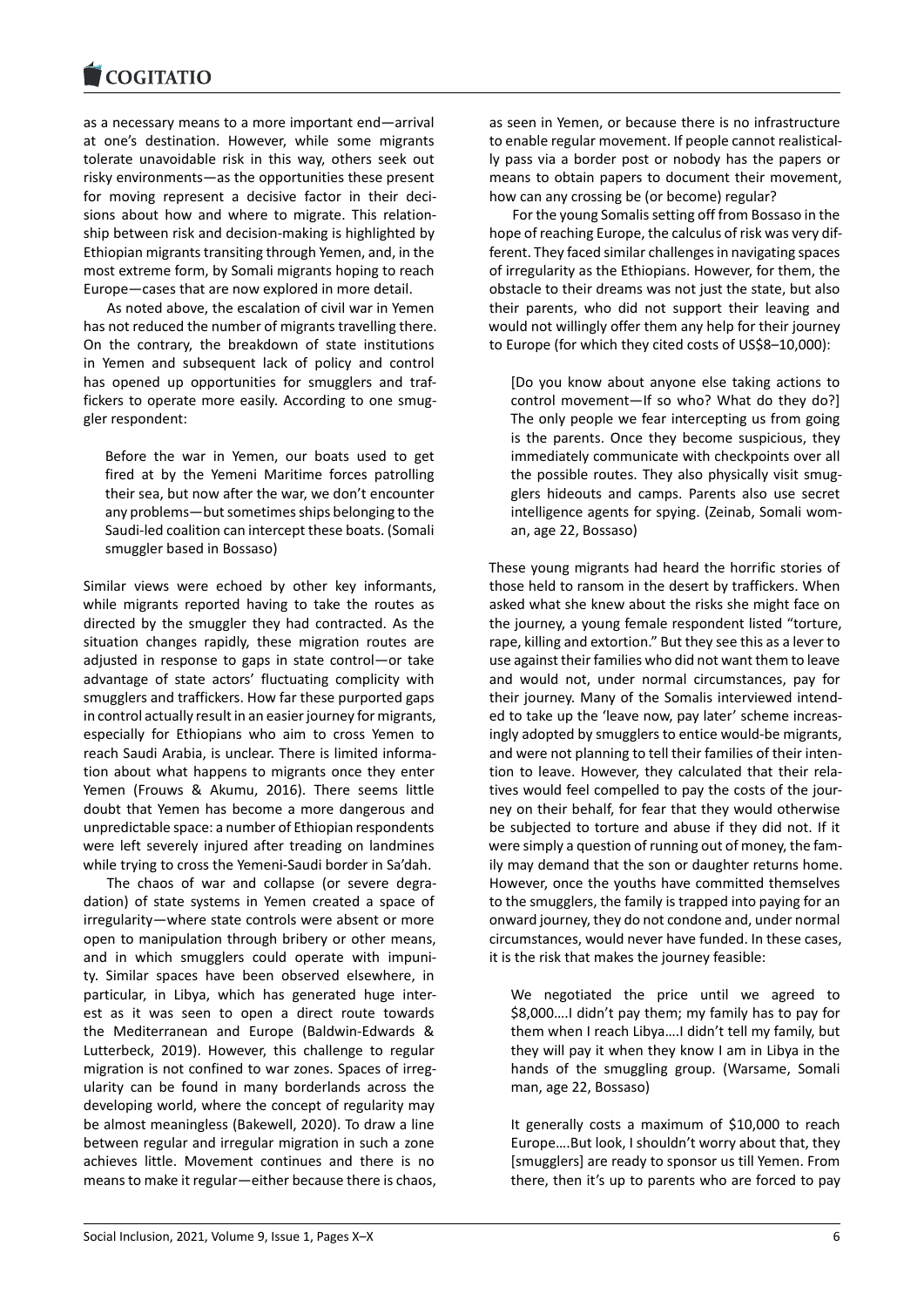as a necessary means to a more important end—arrival at one's destination. However, while some migrants tolerate unavoidable risk in this way, others seek out risky environments—as the opportunities these present for moving represent a decisive factor in their decisions about how and where to migrate. This relationship between risk and decision-making is highlighted by Ethiopian migrants transiting through Yemen, and, in the most extreme form, by Somali migrants hoping to reach Europe—cases that are now explored in more detail.

As noted above, the escalation of civil war in Yemen has not reduced the number of migrants travelling there. On the contrary, the breakdown of state institutions in Yemen and subsequent lack of policy and control has opened up opportunities for smugglers and traffickers to operate more easily. According to one smuggler respondent:

> Before the war in Yemen, our boats used to get fired at by the Yemeni Maritime forces patrolling their sea, but now after the war, we don't encounter any problems—but sometimes ships belonging to the Saudi-led coalition can intercept these boats. (Somali smuggler based in Bossaso)

Similar views were echoed by other key informants, while migrants reported having to take the routes as directed by the smuggler they had contracted. As the situation changes rapidly, these migration routes are adjusted in response to gaps in state control—or take advantage of state actors' fluctuating complicity with smugglers and traffickers. How far these purported gaps in control actually result in an easier journey for migrants, especially for Ethiopians who aim to cross Yemen to reach Saudi Arabia, is unclear. There is limited information about what happens to migrants once they enter Yemen (Frouws & Akumu, 2016). There seems little doubt that Yemen has become a more dangerous and unpredictable space: a number of Ethiopian respondents were left severely injured after treading on landmines while trying to cross the Yemeni-Saudi border in Sa'dah.

The chaos of war and collapse (or severe degradation) of state systems in Yemen created a space of irregularity—where state controls were absent or more open to manipulation through bribery or other means, and in which smugglers could operate with impunity. Similar spaces have been observed elsewhere, in particular, in Libya, which has generated huge interest as it was seen to open a direct route towards the Mediterranean and Europe (Baldwin-Edwards & Lutterbeck, 2019). However, this challenge to regular migration is not confined to war zones. Spaces of irregularity can be found in many borderlands across the developing world, where the concept of regularity may be almost meaningless (Bakewell, 2020). To draw a line between regular and irregular migration in such a zone achieves little. Movement continues and there is no means to make it regular—either because there is chaos, as seen in Yemen, or because there is no infrastructure to enable regular movement. If people cannot realistically pass via a border post or nobody has the papers or means to obtain papers to document their movement, how can any crossing be (or become) regular?

For the young Somalis setting off from Bossaso in the hope of reaching Europe, the calculus of risk was very different. They faced similar challenges in navigating spaces of irregularity as the Ethiopians. However, for them, the obstacle to their dreams was not just the state, but also their parents, who did not support their leaving and would not willingly offer them any help for their journey to Europe (for which they cited costs of US$8–10,000):

> [Do you know about anyone else taking actions to control movement—If so who? What do they do?] The only people we fear intercepting us from going is the parents. Once they become suspicious, they immediately communicate with checkpoints over all the possible routes. They also physically visit smugglers hideouts and camps. Parents also use secret intelligence agents for spying. (Zeinab, Somali woman, age 22, Bossaso)

These young migrants had heard the horrific stories of those held to ransom in the desert by traffickers. When asked what she knew about the risks she might face on the journey, a young female respondent listed "torture, rape, killing and extortion." But they see this as a lever to use against their families who did not want them to leave and would not, under normal circumstances, pay for their journey. Many of the Somalis interviewed intended to take up the 'leave now, pay later' scheme increasingly adopted by smugglers to entice would-be migrants, and were not planning to tell their families of their intention to leave. However, they calculated that their relatives would feel compelled to pay the costs of the journey on their behalf, for fear that they would otherwise be subjected to torture and abuse if they did not. If it were simply a question of running out of money, the family may demand that the son or daughter returns home. However, once the youths have committed themselves to the smugglers, the family is trapped into paying for an onward journey, they do not condone and, under normal circumstances, would never have funded. In these cases, it is the risk that makes the journey feasible:

> We negotiated the price until we agreed to $8,000….I didn't pay them; my family has to pay for them when I reach Libya….I didn't tell my family, but they will pay it when they know I am in Libya in the hands of the smuggling group. (Warsame, Somali man, age 22, Bossaso)

> It generally costs a maximum of $10,000 to reach Europe….But look, I shouldn't worry about that, they [smugglers] are ready to sponsor us till Yemen. From there, then it's up to parents who are forced to pay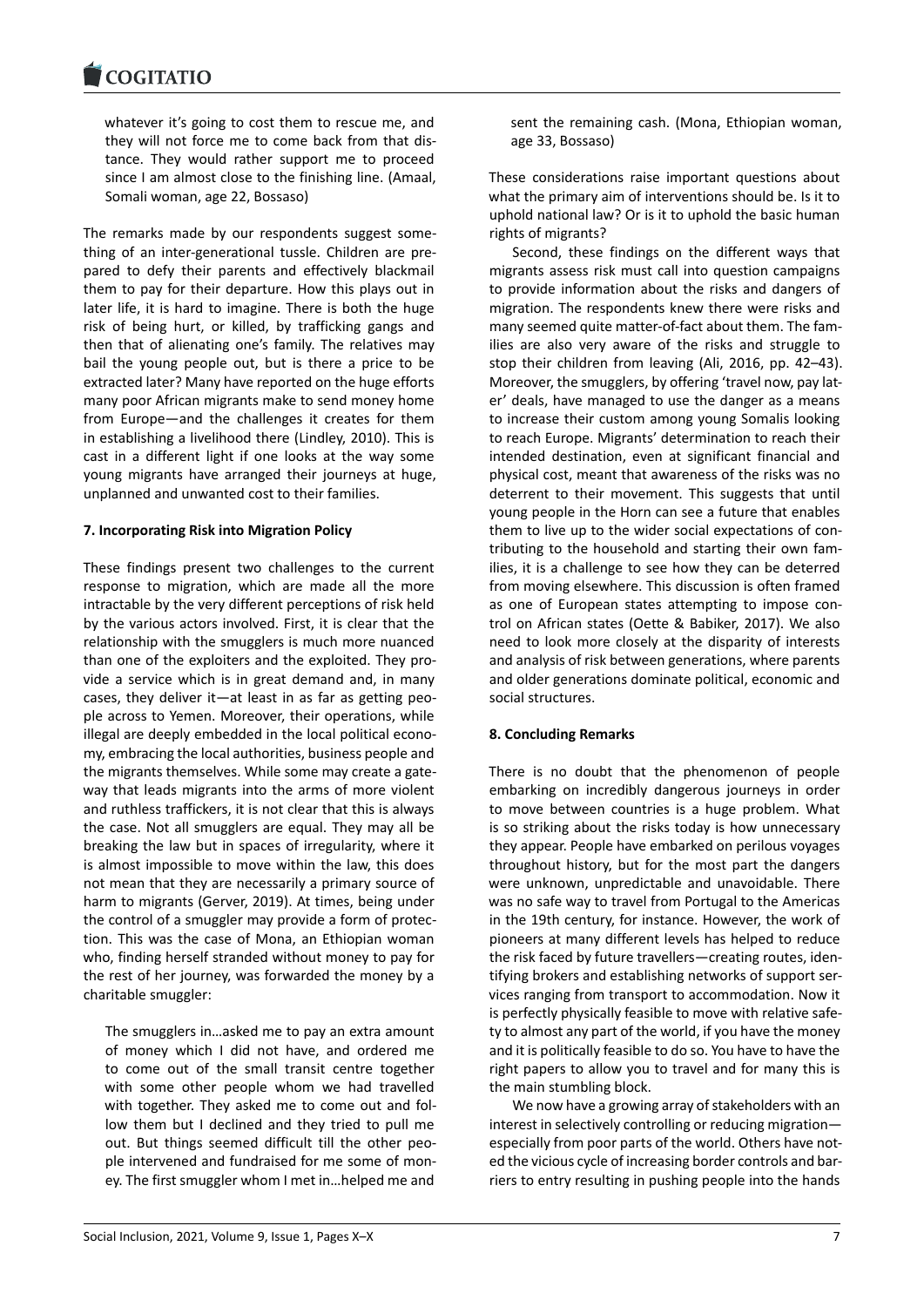> whatever it's going to cost them to rescue me, and they will not force me to come back from that distance. They would rather support me to proceed since I am almost close to the finishing line. (Amaal, Somali woman, age 22, Bossaso)

The remarks made by our respondents suggest something of an inter-generational tussle. Children are prepared to defy their parents and effectively blackmail them to pay for their departure. How this plays out in later life, it is hard to imagine. There is both the huge risk of being hurt, or killed, by trafficking gangs and then that of alienating one's family. The relatives may bail the young people out, but is there a price to be extracted later? Many have reported on the huge efforts many poor African migrants make to send money home from Europe—and the challenges it creates for them in establishing a livelihood there (Lindley, 2010). This is cast in a different light if one looks at the way some young migrants have arranged their journeys at huge, unplanned and unwanted cost to their families.

## 7. Incorporating Risk into Migration Policy

These findings present two challenges to the current response to migration, which are made all the more intractable by the very different perceptions of risk held by the various actors involved. First, it is clear that the relationship with the smugglers is much more nuanced than one of the exploiters and the exploited. They provide a service which is in great demand and, in many cases, they deliver it—at least in as far as getting people across to Yemen. Moreover, their operations, while illegal are deeply embedded in the local political economy, embracing the local authorities, business people and the migrants themselves. While some may create a gateway that leads migrants into the arms of more violent and ruthless traffickers, it is not clear that this is always the case. Not all smugglers are equal. They may all be breaking the law but in spaces of irregularity, where it is almost impossible to move within the law, this does not mean that they are necessarily a primary source of harm to migrants (Gerver, 2019). At times, being under the control of a smuggler may provide a form of protection. This was the case of Mona, an Ethiopian woman who, finding herself stranded without money to pay for the rest of her journey, was forwarded the money by a charitable smuggler:

> The smugglers in…asked me to pay an extra amount of money which I did not have, and ordered me to come out of the small transit centre together with some other people whom we had travelled with together. They asked me to come out and follow them but I declined and they tried to pull me out. But things seemed difficult till the other people intervened and fundraised for me some of money. The first smuggler whom I met in…helped me and sent the remaining cash. (Mona, Ethiopian woman, age 33, Bossaso)

These considerations raise important questions about what the primary aim of interventions should be. Is it to uphold national law? Or is it to uphold the basic human rights of migrants?

Second, these findings on the different ways that migrants assess risk must call into question campaigns to provide information about the risks and dangers of migration. The respondents knew there were risks and many seemed quite matter-of-fact about them. The families are also very aware of the risks and struggle to stop their children from leaving (Ali, 2016, pp. 42–43). Moreover, the smugglers, by offering 'travel now, pay later' deals, have managed to use the danger as a means to increase their custom among young Somalis looking to reach Europe. Migrants' determination to reach their intended destination, even at significant financial and physical cost, meant that awareness of the risks was no deterrent to their movement. This suggests that until young people in the Horn can see a future that enables them to live up to the wider social expectations of contributing to the household and starting their own families, it is a challenge to see how they can be deterred from moving elsewhere. This discussion is often framed as one of European states attempting to impose control on African states (Oette & Babiker, 2017). We also need to look more closely at the disparity of interests and analysis of risk between generations, where parents and older generations dominate political, economic and social structures.

## 8. Concluding Remarks

There is no doubt that the phenomenon of people embarking on incredibly dangerous journeys in order to move between countries is a huge problem. What is so striking about the risks today is how unnecessary they appear. People have embarked on perilous voyages throughout history, but for the most part the dangers were unknown, unpredictable and unavoidable. There was no safe way to travel from Portugal to the Americas in the 19th century, for instance. However, the work of pioneers at many different levels has helped to reduce the risk faced by future travellers—creating routes, identifying brokers and establishing networks of support services ranging from transport to accommodation. Now it is perfectly physically feasible to move with relative safety to almost any part of the world, if you have the money and it is politically feasible to do so. You have to have the right papers to allow you to travel and for many this is the main stumbling block.

We now have a growing array of stakeholders with an interest in selectively controlling or reducing migration—especially from poor parts of the world. Others have noted the vicious cycle of increasing border controls and barriers to entry resulting in pushing people into the hands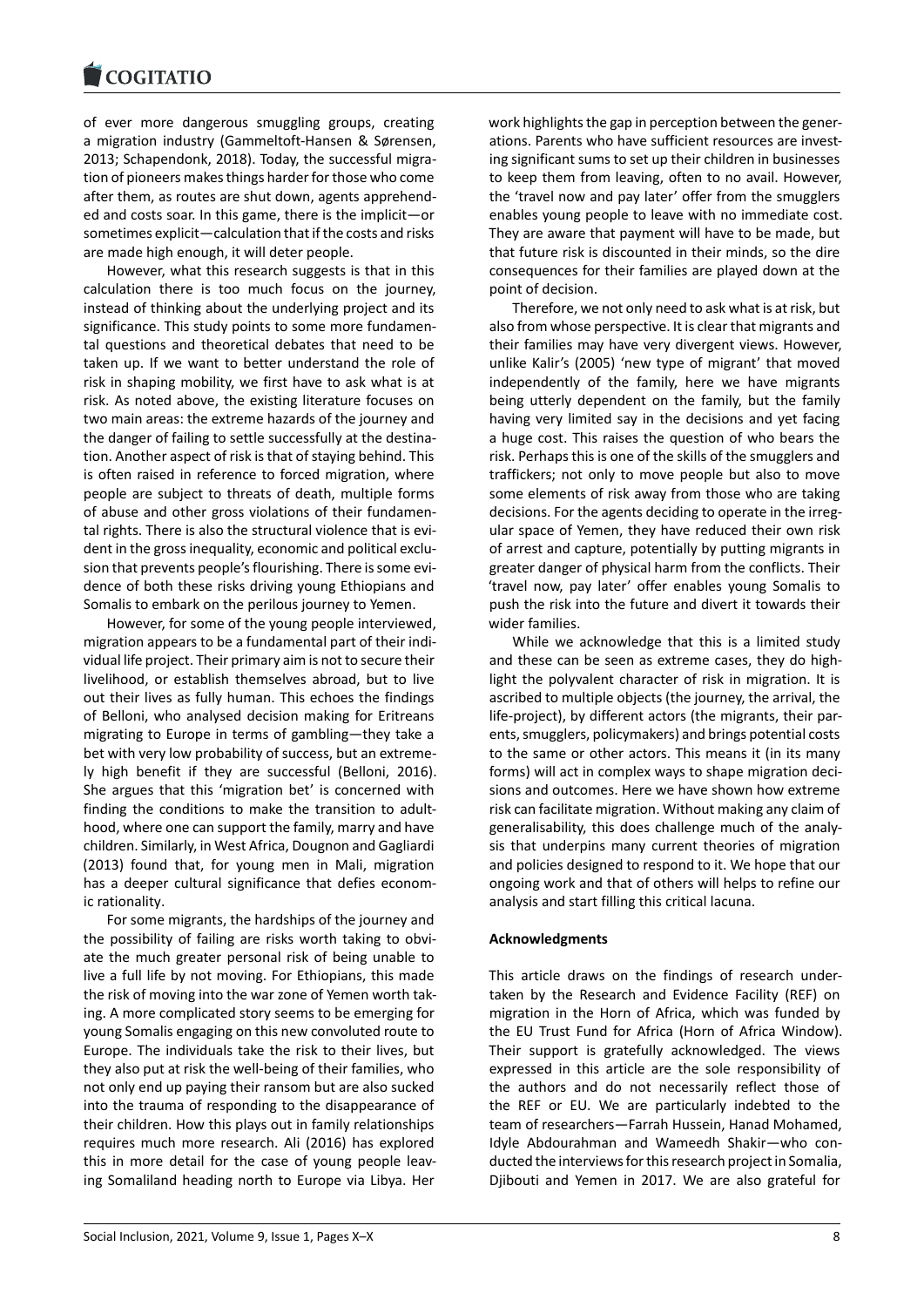of ever more dangerous smuggling groups, creating a migration industry (Gammeltoft-Hansen & Sørensen, 2013; Schapendonk, 2018). Today, the successful migration of pioneers makes things harder for those who come after them, as routes are shut down, agents apprehended and costs soar. In this game, there is the implicit—or sometimes explicit—calculation that if the costs and risks are made high enough, it will deter people.

However, what this research suggests is that in this calculation there is too much focus on the journey, instead of thinking about the underlying project and its significance. This study points to some more fundamental questions and theoretical debates that need to be taken up. If we want to better understand the role of risk in shaping mobility, we first have to ask what is at risk. As noted above, the existing literature focuses on two main areas: the extreme hazards of the journey and the danger of failing to settle successfully at the destination. Another aspect of risk is that of staying behind. This is often raised in reference to forced migration, where people are subject to threats of death, multiple forms of abuse and other gross violations of their fundamental rights. There is also the structural violence that is evident in the gross inequality, economic and political exclusion that prevents people's flourishing. There is some evidence of both these risks driving young Ethiopians and Somalis to embark on the perilous journey to Yemen.

However, for some of the young people interviewed, migration appears to be a fundamental part of their individual life project. Their primary aim is not to secure their livelihood, or establish themselves abroad, but to live out their lives as fully human. This echoes the findings of Belloni, who analysed decision making for Eritreans migrating to Europe in terms of gambling—they take a bet with very low probability of success, but an extremely high benefit if they are successful (Belloni, 2016). She argues that this 'migration bet' is concerned with finding the conditions to make the transition to adulthood, where one can support the family, marry and have children. Similarly, in West Africa, Dougnon and Gagliardi (2013) found that, for young men in Mali, migration has a deeper cultural significance that defies economic rationality.

For some migrants, the hardships of the journey and the possibility of failing are risks worth taking to obviate the much greater personal risk of being unable to live a full life by not moving. For Ethiopians, this made the risk of moving into the war zone of Yemen worth taking. A more complicated story seems to be emerging for young Somalis engaging on this new convoluted route to Europe. The individuals take the risk to their lives, but they also put at risk the well-being of their families, who not only end up paying their ransom but are also sucked into the trauma of responding to the disappearance of their children. How this plays out in family relationships requires much more research. Ali (2016) has explored this in more detail for the case of young people leaving Somaliland heading north to Europe via Libya. Her work highlights the gap in perception between the generations. Parents who have sufficient resources are investing significant sums to set up their children in businesses to keep them from leaving, often to no avail. However, the 'travel now and pay later' offer from the smugglers enables young people to leave with no immediate cost. They are aware that payment will have to be made, but that future risk is discounted in their minds, so the dire consequences for their families are played down at the point of decision.

Therefore, we not only need to ask what is at risk, but also from whose perspective. It is clear that migrants and their families may have very divergent views. However, unlike Kalir's (2005) 'new type of migrant' that moved independently of the family, here we have migrants being utterly dependent on the family, but the family having very limited say in the decisions and yet facing a huge cost. This raises the question of who bears the risk. Perhaps this is one of the skills of the smugglers and traffickers; not only to move people but also to move some elements of risk away from those who are taking decisions. For the agents deciding to operate in the irregular space of Yemen, they have reduced their own risk of arrest and capture, potentially by putting migrants in greater danger of physical harm from the conflicts. Their 'travel now, pay later' offer enables young Somalis to push the risk into the future and divert it towards their wider families.

While we acknowledge that this is a limited study and these can be seen as extreme cases, they do highlight the polyvalent character of risk in migration. It is ascribed to multiple objects (the journey, the arrival, the life-project), by different actors (the migrants, their parents, smugglers, policymakers) and brings potential costs to the same or other actors. This means it (in its many forms) will act in complex ways to shape migration decisions and outcomes. Here we have shown how extreme risk can facilitate migration. Without making any claim of generalisability, this does challenge much of the analysis that underpins many current theories of migration and policies designed to respond to it. We hope that our ongoing work and that of others will helps to refine our analysis and start filling this critical lacuna.

**Acknowledgments**

This article draws on the findings of research undertaken by the Research and Evidence Facility (REF) on migration in the Horn of Africa, which was funded by the EU Trust Fund for Africa (Horn of Africa Window). Their support is gratefully acknowledged. The views expressed in this article are the sole responsibility of the authors and do not necessarily reflect those of the REF or EU. We are particularly indebted to the team of researchers—Farrah Hussein, Hanad Mohamed, Idyle Abdourahman and Wameedh Shakir—who conducted the interviews for this research project in Somalia, Djibouti and Yemen in 2017. We are also grateful for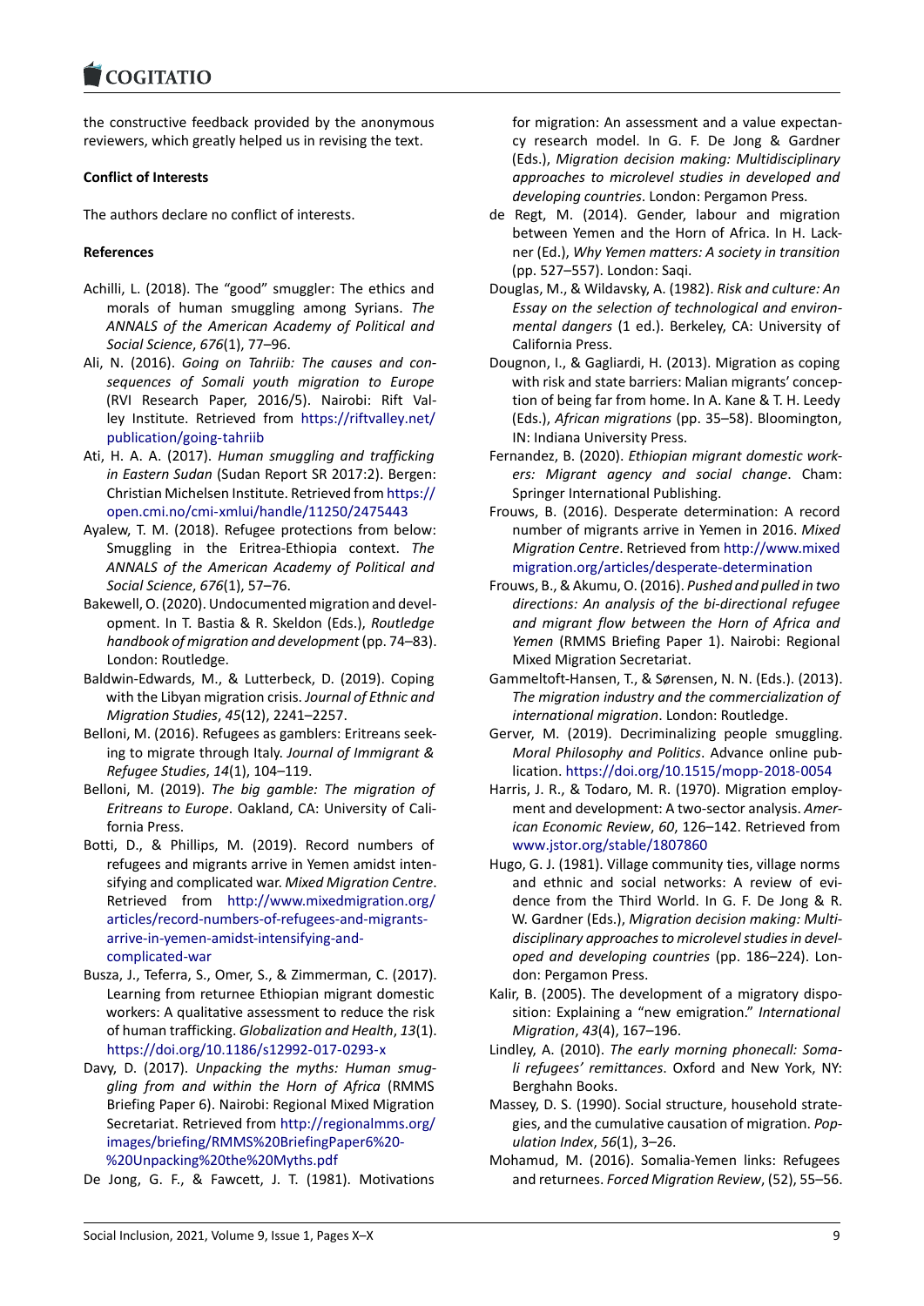the constructive feedback provided by the anonymous reviewers, which greatly helped us in revising the text.

**Conflict of Interests**

The authors declare no conflict of interests.

**References**

Achilli, L. (2018). The "good" smuggler: The ethics and morals of human smuggling among Syrians. *The ANNALS of the American Academy of Political and Social Science*, *676*(1), 77–96.

Ali, N. (2016). *Going on Tahriib: The causes and consequences of Somali youth migration to Europe* (RVI Research Paper, 2016/5). Nairobi: Rift Valley Institute. Retrieved from https://riftvalley.net/publication/going-tahriib

Ati, H. A. A. (2017). *Human smuggling and trafficking in Eastern Sudan* (Sudan Report SR 2017:2). Bergen: Christian Michelsen Institute. Retrieved from https://open.cmi.no/cmi-xmlui/handle/11250/2475443

Ayalew, T. M. (2018). Refugee protections from below: Smuggling in the Eritrea-Ethiopia context. *The ANNALS of the American Academy of Political and Social Science*, *676*(1), 57–76.

Bakewell, O. (2020). Undocumented migration and development. In T. Bastia & R. Skeldon (Eds.), *Routledge handbook of migration and development* (pp. 74–83). London: Routledge.

Baldwin-Edwards, M., & Lutterbeck, D. (2019). Coping with the Libyan migration crisis. *Journal of Ethnic and Migration Studies*, *45*(12), 2241–2257.

Belloni, M. (2016). Refugees as gamblers: Eritreans seeking to migrate through Italy. *Journal of Immigrant & Refugee Studies*, *14*(1), 104–119.

Belloni, M. (2019). *The big gamble: The migration of Eritreans to Europe*. Oakland, CA: University of California Press.

Botti, D., & Phillips, M. (2019). Record numbers of refugees and migrants arrive in Yemen amidst intensifying and complicated war. *Mixed Migration Centre*. Retrieved from http://www.mixedmigration.org/articles/record-numbers-of-refugees-and-migrants-arrive-in-yemen-amidst-intensifying-and-complicated-war

Busza, J., Teferra, S., Omer, S., & Zimmerman, C. (2017). Learning from returnee Ethiopian migrant domestic workers: A qualitative assessment to reduce the risk of human trafficking. *Globalization and Health*, *13*(1). https://doi.org/10.1186/s12992-017-0293-x

Davy, D. (2017). *Unpacking the myths: Human smuggling from and within the Horn of Africa* (RMMS Briefing Paper 6). Nairobi: Regional Mixed Migration Secretariat. Retrieved from http://regionalmms.org/images/briefing/RMMS%20BriefingPaper6%20-%20Unpacking%20the%20Myths.pdf

De Jong, G. F., & Fawcett, J. T. (1981). Motivations for migration: An assessment and a value expectancy research model. In G. F. De Jong & Gardner (Eds.), *Migration decision making: Multidisciplinary approaches to microlevel studies in developed and developing countries*. London: Pergamon Press.

de Regt, M. (2014). Gender, labour and migration between Yemen and the Horn of Africa. In H. Lackner (Ed.), *Why Yemen matters: A society in transition* (pp. 527–557). London: Saqi.

Douglas, M., & Wildavsky, A. (1982). *Risk and culture: An Essay on the selection of technological and environmental dangers* (1 ed.). Berkeley, CA: University of California Press.

Dougnon, I., & Gagliardi, H. (2013). Migration as coping with risk and state barriers: Malian migrants' conception of being far from home. In A. Kane & T. H. Leedy (Eds.), *African migrations* (pp. 35–58). Bloomington, IN: Indiana University Press.

Fernandez, B. (2020). *Ethiopian migrant domestic workers: Migrant agency and social change*. Cham: Springer International Publishing.

Frouws, B. (2016). Desperate determination: A record number of migrants arrive in Yemen in 2016. *Mixed Migration Centre*. Retrieved from http://www.mixedmigration.org/articles/desperate-determination

Frouws, B., & Akumu, O. (2016). *Pushed and pulled in two directions: An analysis of the bi-directional refugee and migrant flow between the Horn of Africa and Yemen* (RMMS Briefing Paper 1). Nairobi: Regional Mixed Migration Secretariat.

Gammeltoft-Hansen, T., & Sørensen, N. N. (Eds.). (2013). *The migration industry and the commercialization of international migration*. London: Routledge.

Gerver, M. (2019). Decriminalizing people smuggling. *Moral Philosophy and Politics*. Advance online publication. https://doi.org/10.1515/mopp-2018-0054

Harris, J. R., & Todaro, M. R. (1970). Migration employment and development: A two-sector analysis. *American Economic Review*, *60*, 126–142. Retrieved from www.jstor.org/stable/1807860

Hugo, G. J. (1981). Village community ties, village norms and ethnic and social networks: A review of evidence from the Third World. In G. F. De Jong & R. W. Gardner (Eds.), *Migration decision making: Multidisciplinary approaches to microlevel studies in developed and developing countries* (pp. 186–224). London: Pergamon Press.

Kalir, B. (2005). The development of a migratory disposition: Explaining a "new emigration." *International Migration*, *43*(4), 167–196.

Lindley, A. (2010). *The early morning phonecall: Somali refugees' remittances*. Oxford and New York, NY: Berghahn Books.

Massey, D. S. (1990). Social structure, household strategies, and the cumulative causation of migration. *Population Index*, *56*(1), 3–26.

Mohamud, M. (2016). Somalia-Yemen links: Refugees and returnees. *Forced Migration Review*, (52), 55–56.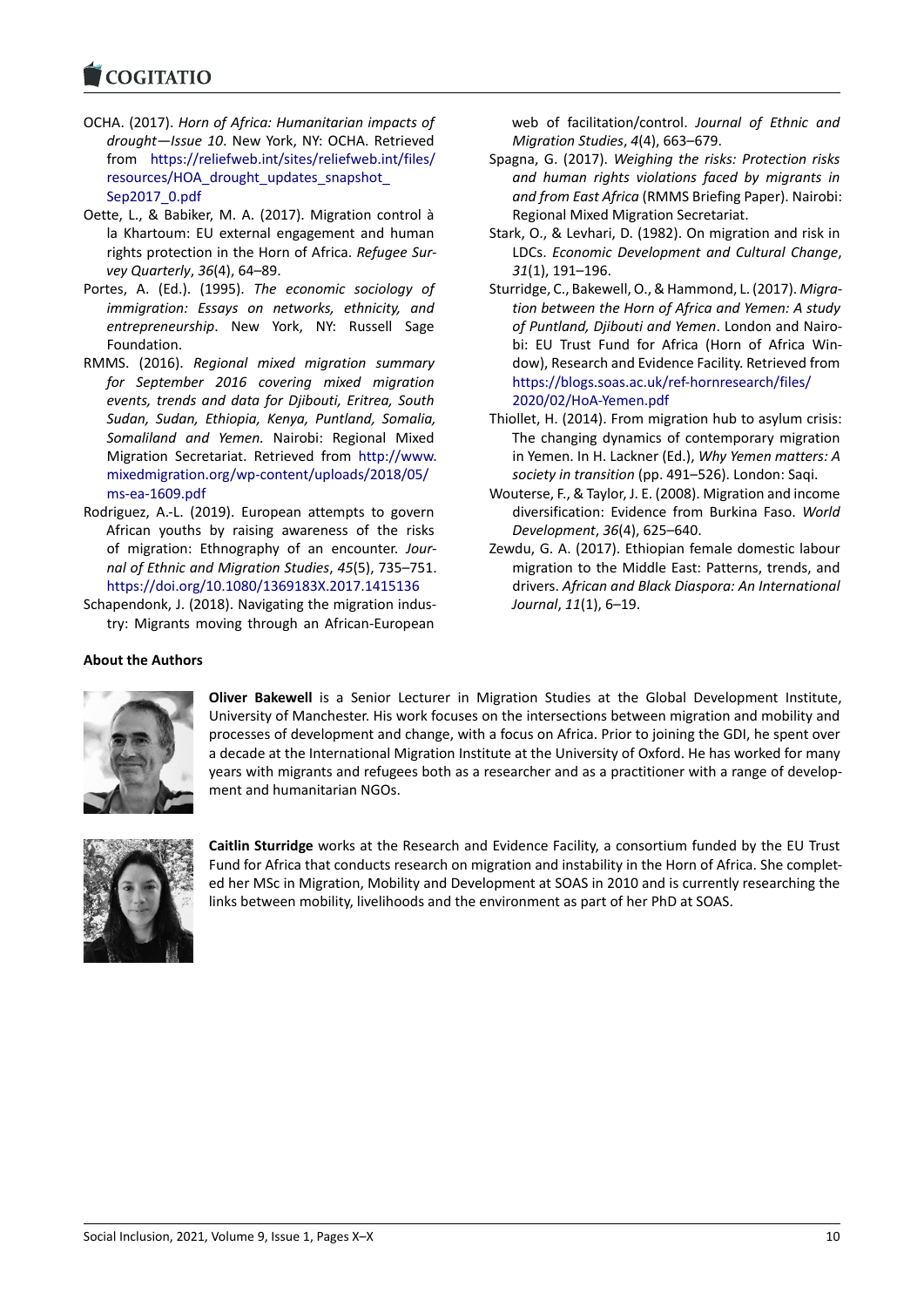OCHA. (2017). *Horn of Africa: Humanitarian impacts of drought—Issue 10*. New York, NY: OCHA. Retrieved from https://reliefweb.int/sites/reliefweb.int/files/resources/HOA_drought_updates_snapshot_Sep2017_0.pdf

Oette, L., & Babiker, M. A. (2017). Migration control à la Khartoum: EU external engagement and human rights protection in the Horn of Africa. *Refugee Survey Quarterly*, *36*(4), 64–89.

Portes, A. (Ed.). (1995). *The economic sociology of immigration: Essays on networks, ethnicity, and entrepreneurship*. New York, NY: Russell Sage Foundation.

RMMS. (2016). *Regional mixed migration summary for September 2016 covering mixed migration events, trends and data for Djibouti, Eritrea, South Sudan, Sudan, Ethiopia, Kenya, Puntland, Somalia, Somaliland and Yemen*. Nairobi: Regional Mixed Migration Secretariat. Retrieved from http://www.mixedmigration.org/wp-content/uploads/2018/05/ms-ea-1609.pdf

Rodriguez, A.-L. (2019). European attempts to govern African youths by raising awareness of the risks of migration: Ethnography of an encounter. *Journal of Ethnic and Migration Studies*, *45*(5), 735–751. https://doi.org/10.1080/1369183X.2017.1415136

Schapendonk, J. (2018). Navigating the migration industry: Migrants moving through an African-European web of facilitation/control. *Journal of Ethnic and Migration Studies*, *4*(4), 663–679.

Spagna, G. (2017). *Weighing the risks: Protection risks and human rights violations faced by migrants in and from East Africa* (RMMS Briefing Paper). Nairobi: Regional Mixed Migration Secretariat.

Stark, O., & Levhari, D. (1982). On migration and risk in LDCs. *Economic Development and Cultural Change*, *31*(1), 191–196.

Sturridge, C., Bakewell, O., & Hammond, L. (2017). *Migration between the Horn of Africa and Yemen: A study of Puntland, Djibouti and Yemen*. London and Nairobi: EU Trust Fund for Africa (Horn of Africa Window), Research and Evidence Facility. Retrieved from https://blogs.soas.ac.uk/ref-hornresearch/files/2020/02/HoA-Yemen.pdf

Thiollet, H. (2014). From migration hub to asylum crisis: The changing dynamics of contemporary migration in Yemen. In H. Lackner (Ed.), *Why Yemen matters: A society in transition* (pp. 491–526). London: Saqi.

Wouterse, F., & Taylor, J. E. (2008). Migration and income diversification: Evidence from Burkina Faso. *World Development*, *36*(4), 625–640.

Zewdu, G. A. (2017). Ethiopian female domestic labour migration to the Middle East: Patterns, trends, and drivers. *African and Black Diaspora: An International Journal*, *11*(1), 6–19.

**About the Authors**

**Oliver Bakewell** is a Senior Lecturer in Migration Studies at the Global Development Institute, University of Manchester. His work focuses on the intersections between migration and mobility and processes of development and change, with a focus on Africa. Prior to joining the GDI, he spent over a decade at the International Migration Institute at the University of Oxford. He has worked for many years with migrants and refugees both as a researcher and as a practitioner with a range of development and humanitarian NGOs.

**Caitlin Sturridge** works at the Research and Evidence Facility, a consortium funded by the EU Trust Fund for Africa that conducts research on migration and instability in the Horn of Africa. She completed her MSc in Migration, Mobility and Development at SOAS in 2010 and is currently researching the links between mobility, livelihoods and the environment as part of her PhD at SOAS.